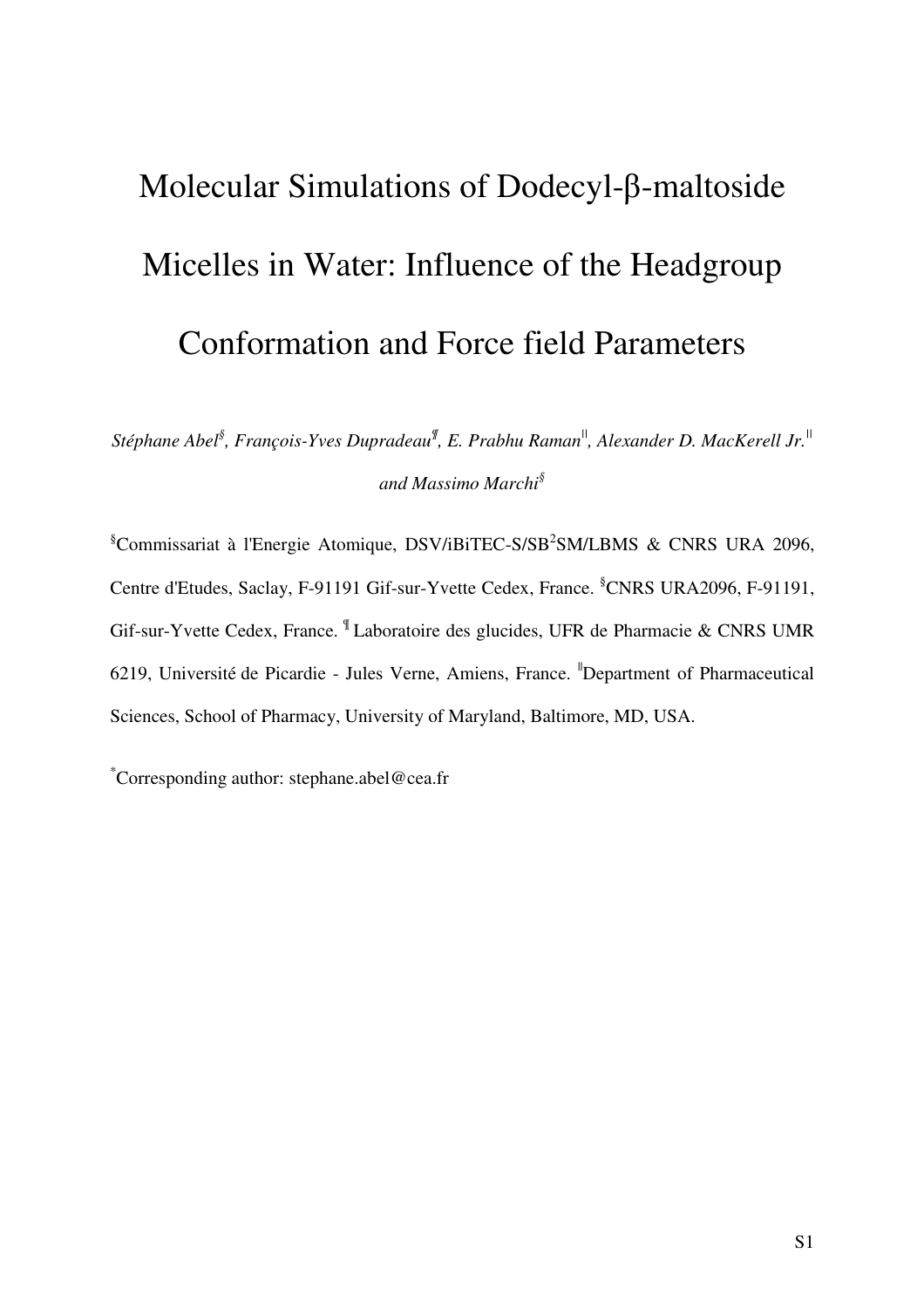# Molecular Simulations of Dodecyl-β-maltoside Micelles in Water: Influence of the Headgroup Conformation and Force field Parameters

*Stéphane Abel*[§], *François-Yves Dupradeau*[¶], *E. Prabhu Raman*[||], *Alexander D. MacKerell Jr.*[||] *and Massimo Marchi*[§]

[§]Commissariat à l'Energie Atomique, DSV/iBiTEC-S/SB$^2$SM/LBMS & CNRS URA 2096, Centre d'Etudes, Saclay, F-91191 Gif-sur-Yvette Cedex, France. [§]CNRS URA2096, F-91191, Gif-sur-Yvette Cedex, France. [¶] Laboratoire des glucides, UFR de Pharmacie & CNRS UMR 6219, Université de Picardie - Jules Verne, Amiens, France. [||]Department of Pharmaceutical Sciences, School of Pharmacy, University of Maryland, Baltimore, MD, USA.

[*]Corresponding author: stephane.abel@cea.fr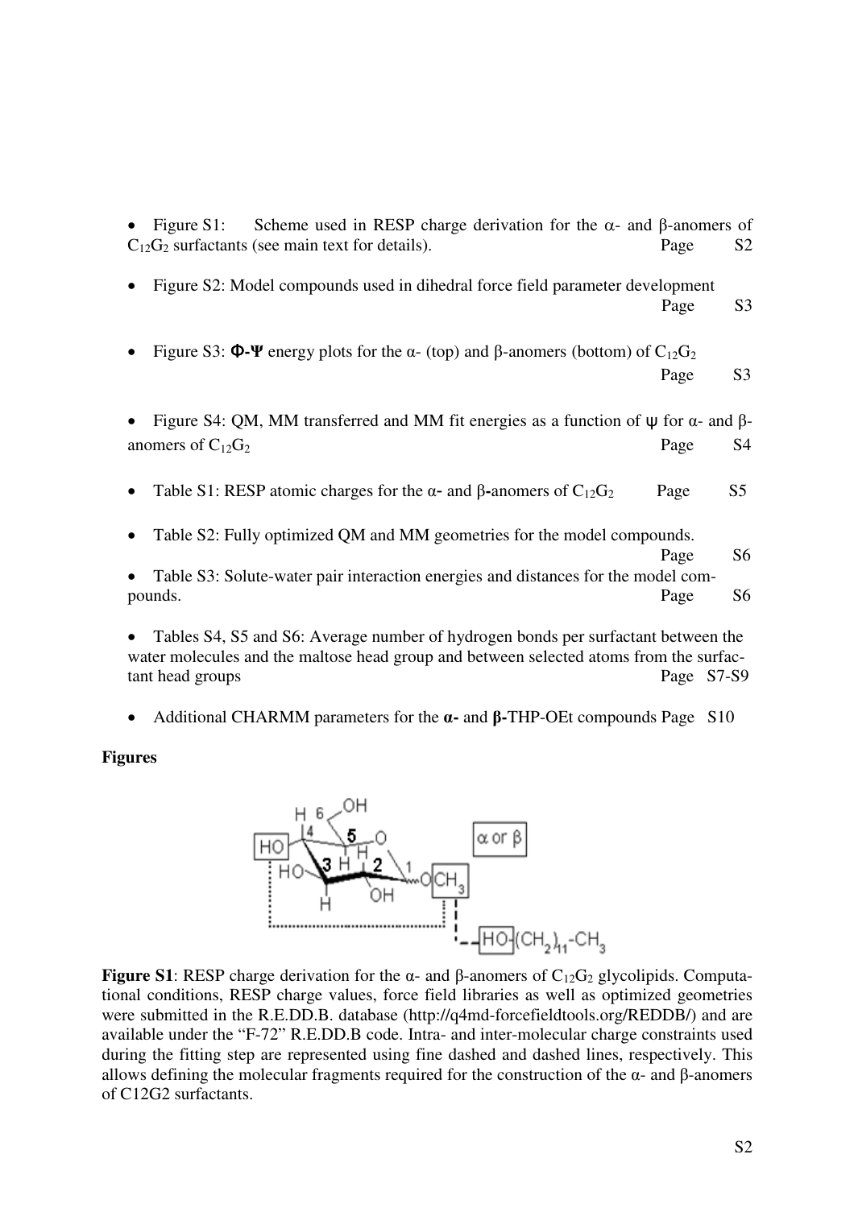- Figure S1: Scheme used in RESP charge derivation for the α- and β-anomers of $C_{12}G_2$ surfactants (see main text for details). Page S2

- Figure S2: Model compounds used in dihedral force field parameter development Page S3

- Figure S3: **Φ-Ψ** energy plots for the α- (top) and β-anomers (bottom) of $C_{12}G_2$ Page S3

- Figure S4: QM, MM transferred and MM fit energies as a function of ψ for α- and β-anomers of $C_{12}G_2$ Page S4

- Table S1: RESP atomic charges for the α- and β-anomers of $C_{12}G_2$ Page S5

- Table S2: Fully optimized QM and MM geometries for the model compounds. Page S6

- Table S3: Solute-water pair interaction energies and distances for the model compounds. Page S6

- Tables S4, S5 and S6: Average number of hydrogen bonds per surfactant between the water molecules and the maltose head group and between selected atoms from the surfactant head groups Page S7-S9

- Additional CHARMM parameters for the **α-** and **β-**THP-OEt compounds Page S10

**Figures**

**Figure S1**: RESP charge derivation for the α- and β-anomers of $C_{12}G_2$ glycolipids. Computational conditions, RESP charge values, force field libraries as well as optimized geometries were submitted in the R.E.DD.B. database (http://q4md-forcefieldtools.org/REDDB/) and are available under the "F-72" R.E.DD.B code. Intra- and inter-molecular charge constraints used during the fitting step are represented using fine dashed and dashed lines, respectively. This allows defining the molecular fragments required for the construction of the α- and β-anomers of C12G2 surfactants.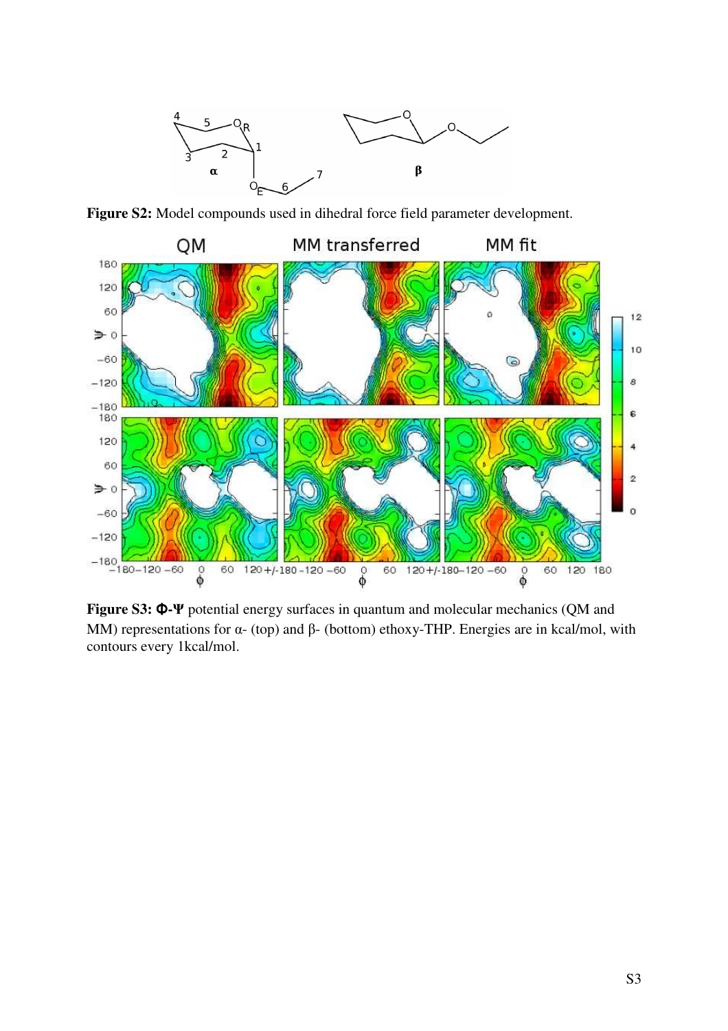**Figure S2:** Model compounds used in dihedral force field parameter development.

**Figure S3:** **Φ-Ψ** potential energy surfaces in quantum and molecular mechanics (QM and MM) representations for α- (top) and β- (bottom) ethoxy-THP. Energies are in kcal/mol, with contours every 1kcal/mol.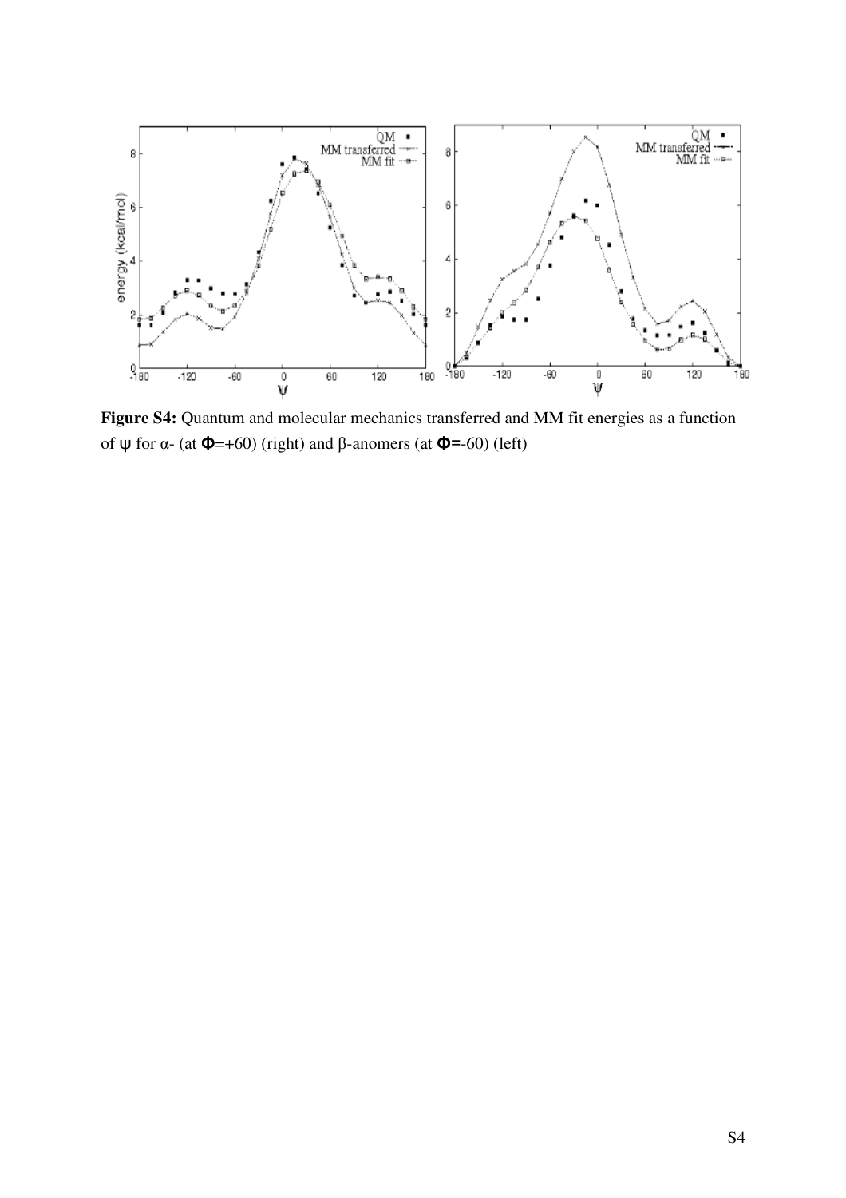**Figure S4:** Quantum and molecular mechanics transferred and MM fit energies as a function of ψ for α- (at Φ=+60) (right) and β-anomers (at Φ=-60) (left)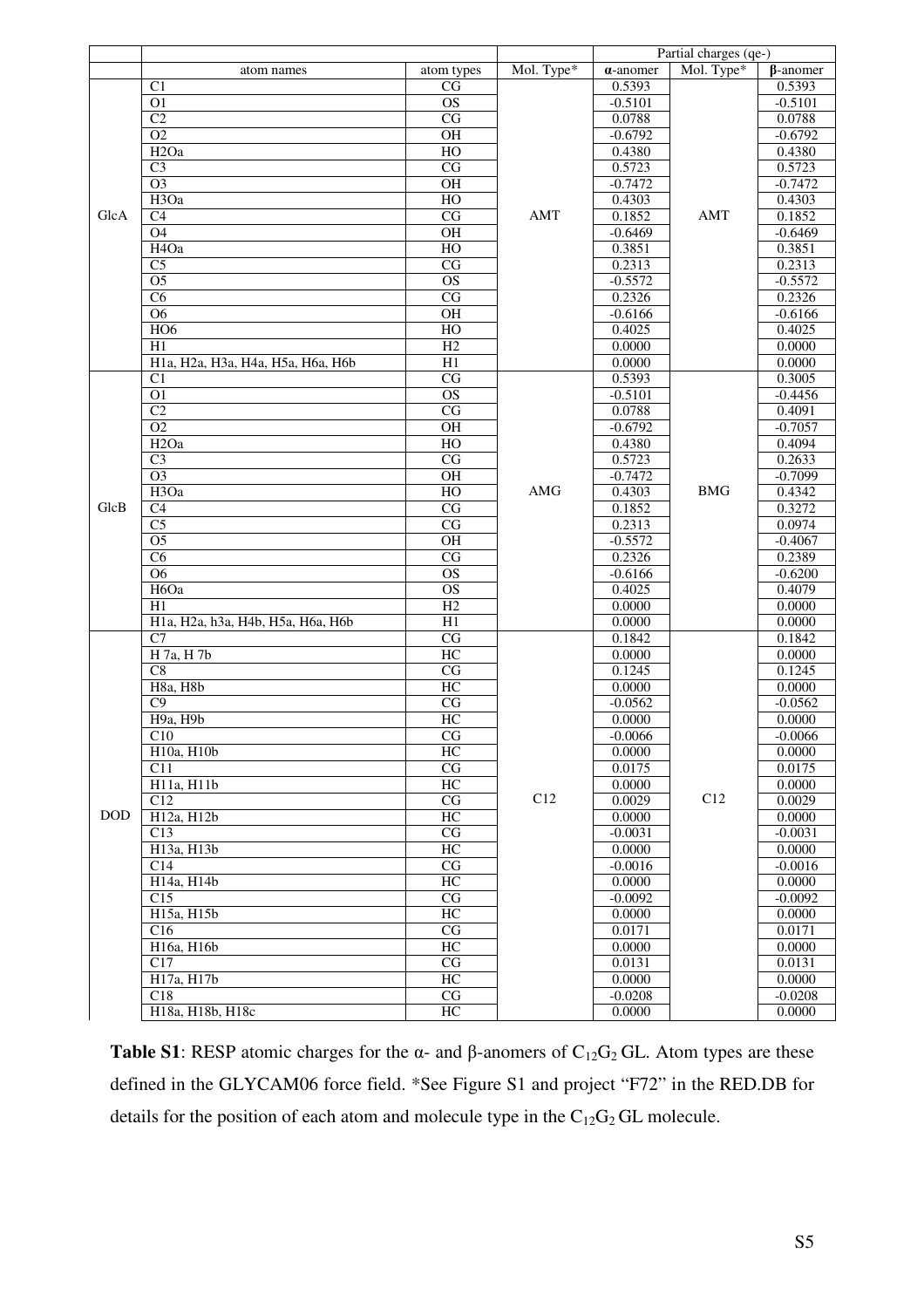| | | | Partial charges (qe-) | | | |
|---|---|---|---|---|---|---|
| | atom names | atom types | Mol. Type* | **α**-anomer | Mol. Type* | **β**-anomer |
| GlcA | C1 | CG | AMT | 0.5393 | AMT | 0.5393 |
| | O1 | OS | | -0.5101 | | -0.5101 |
| | C2 | CG | | 0.0788 | | 0.0788 |
| | O2 | OH | | -0.6792 | | -0.6792 |
| | H2Oa | HO | | 0.4380 | | 0.4380 |
| | C3 | CG | | 0.5723 | | 0.5723 |
| | O3 | OH | | -0.7472 | | -0.7472 |
| | H3Oa | HO | | 0.4303 | | 0.4303 |
| | C4 | CG | | 0.1852 | | 0.1852 |
| | O4 | OH | | -0.6469 | | -0.6469 |
| | H4Oa | HO | | 0.3851 | | 0.3851 |
| | C5 | CG | | 0.2313 | | 0.2313 |
| | O5 | OS | | -0.5572 | | -0.5572 |
| | C6 | CG | | 0.2326 | | 0.2326 |
| | O6 | OH | | -0.6166 | | -0.6166 |
| | HO6 | HO | | 0.4025 | | 0.4025 |
| | H1 | H2 | | 0.0000 | | 0.0000 |
| | H1a, H2a, H3a, H4a, H5a, H6a, H6b | H1 | | 0.0000 | | 0.0000 |
| GlcB | C1 | CG | AMG | 0.5393 | BMG | 0.3005 |
| | O1 | OS | | -0.5101 | | -0.4456 |
| | C2 | CG | | 0.0788 | | 0.4091 |
| | O2 | OH | | -0.6792 | | -0.7057 |
| | H2Oa | HO | | 0.4380 | | 0.4094 |
| | C3 | CG | | 0.5723 | | 0.2633 |
| | O3 | OH | | -0.7472 | | -0.7099 |
| | H3Oa | HO | | 0.4303 | | 0.4342 |
| | C4 | CG | | 0.1852 | | 0.3272 |
| | C5 | CG | | 0.2313 | | 0.0974 |
| | O5 | OH | | -0.5572 | | -0.4067 |
| | C6 | CG | | 0.2326 | | 0.2389 |
| | O6 | OS | | -0.6166 | | -0.6200 |
| | H6Oa | OS | | 0.4025 | | 0.4079 |
| | H1 | H2 | | 0.0000 | | 0.0000 |
| | H1a, H2a, h3a, H4b, H5a, H6a, H6b | H1 | | 0.0000 | | 0.0000 |
| DOD | C7 | CG | C12 | 0.1842 | C12 | 0.1842 |
| | H 7a, H 7b | HC | | 0.0000 | | 0.0000 |
| | C8 | CG | | 0.1245 | | 0.1245 |
| | H8a, H8b | HC | | 0.0000 | | 0.0000 |
| | C9 | CG | | -0.0562 | | -0.0562 |
| | H9a, H9b | HC | | 0.0000 | | 0.0000 |
| | C10 | CG | | -0.0066 | | -0.0066 |
| | H10a, H10b | HC | | 0.0000 | | 0.0000 |
| | C11 | CG | | 0.0175 | | 0.0175 |
| | H11a, H11b | HC | | 0.0000 | | 0.0000 |
| | C12 | CG | | 0.0029 | | 0.0029 |
| | H12a, H12b | HC | | 0.0000 | | 0.0000 |
| | C13 | CG | | -0.0031 | | -0.0031 |
| | H13a, H13b | HC | | 0.0000 | | 0.0000 |
| | C14 | CG | | -0.0016 | | -0.0016 |
| | H14a, H14b | HC | | 0.0000 | | 0.0000 |
| | C15 | CG | | -0.0092 | | -0.0092 |
| | H15a, H15b | HC | | 0.0000 | | 0.0000 |
| | C16 | CG | | 0.0171 | | 0.0171 |
| | H16a, H16b | HC | | 0.0000 | | 0.0000 |
| | C17 | CG | | 0.0131 | | 0.0131 |
| | H17a, H17b | HC | | 0.0000 | | 0.0000 |
| | C18 | CG | | -0.0208 | | -0.0208 |
| | H18a, H18b, H18c | HC | | 0.0000 | | 0.0000 |

**Table S1**: RESP atomic charges for the α- and β-anomers of $C_{12}G_2$ GL. Atom types are these defined in the GLYCAM06 force field. *See Figure S1 and project "F72" in the RED.DB for details for the position of each atom and molecule type in the $C_{12}G_2$ GL molecule.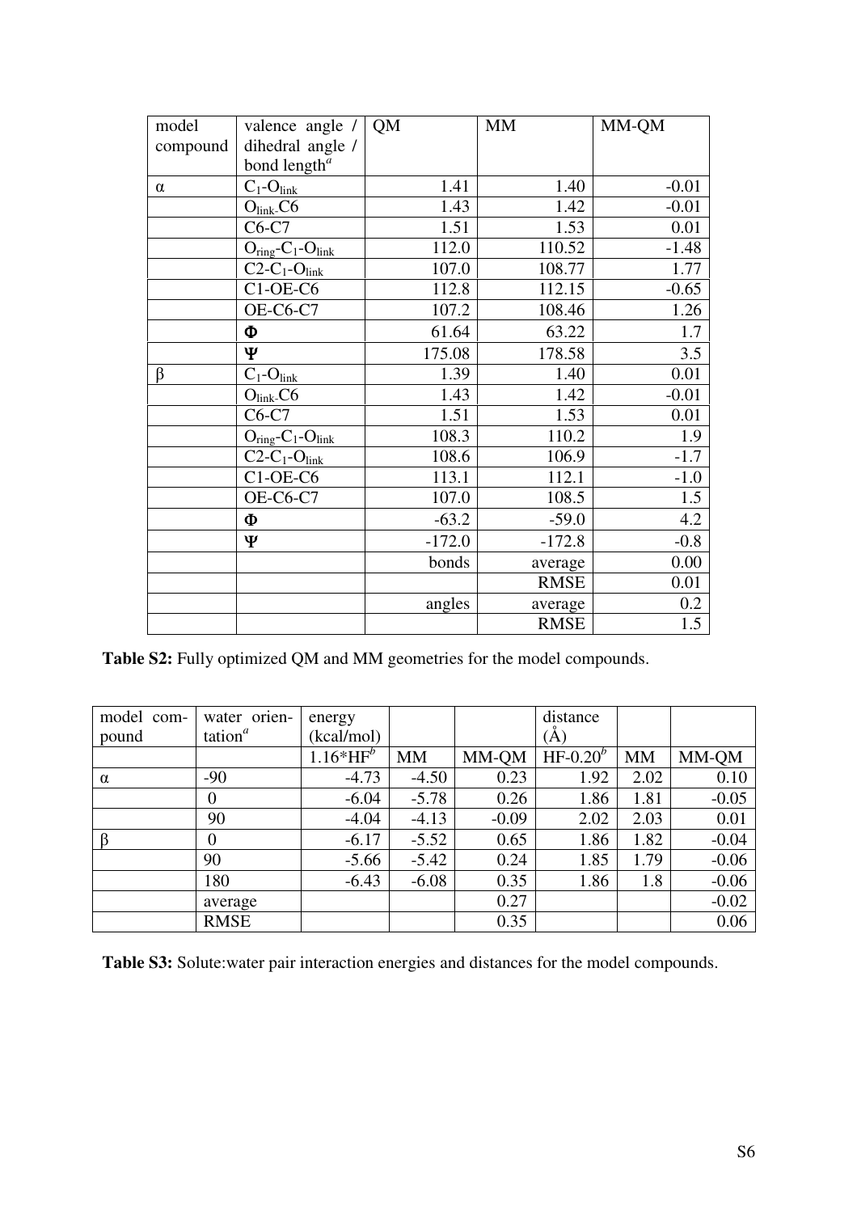| model compound | valence angle / dihedral angle / bond length[a] | QM | MM | MM-QM |
|---|---|---|---|---|
| α | $C_1$-$O_{link}$ | 1.41 | 1.40 | -0.01 |
| | $O_{link}$-C6 | 1.43 | 1.42 | -0.01 |
| | C6-C7 | 1.51 | 1.53 | 0.01 |
| | $O_{ring}$-$C_1$-$O_{link}$ | 112.0 | 110.52 | -1.48 |
| | C2-$C_1$-$O_{link}$ | 107.0 | 108.77 | 1.77 |
| | C1-OE-C6 | 112.8 | 112.15 | -0.65 |
| | OE-C6-C7 | 107.2 | 108.46 | 1.26 |
| | **Φ** | 61.64 | 63.22 | 1.7 |
| | **Ψ** | 175.08 | 178.58 | 3.5 |
| β | $C_1$-$O_{link}$ | 1.39 | 1.40 | 0.01 |
| | $O_{link}$-C6 | 1.43 | 1.42 | -0.01 |
| | C6-C7 | 1.51 | 1.53 | 0.01 |
| | $O_{ring}$-$C_1$-$O_{link}$ | 108.3 | 110.2 | 1.9 |
| | C2-$C_1$-$O_{link}$ | 108.6 | 106.9 | -1.7 |
| | C1-OE-C6 | 113.1 | 112.1 | -1.0 |
| | OE-C6-C7 | 107.0 | 108.5 | 1.5 |
| | **Φ** | -63.2 | -59.0 | 4.2 |
| | **Ψ** | -172.0 | -172.8 | -0.8 |
| | | bonds | average | 0.00 |
| | | | RMSE | 0.01 |
| | | angles | average | 0.2 |
| | | | RMSE | 1.5 |

**Table S2:** Fully optimized QM and MM geometries for the model compounds.

| model compound | water orientation[a] | energy (kcal/mol) | | | distance (Å) | | |
|---|---|---|---|---|---|---|---|
| | | 1.16*HF[b] | MM | MM-QM | HF-0.20[b] | MM | MM-QM |
| α | -90 | -4.73 | -4.50 | 0.23 | 1.92 | 2.02 | 0.10 |
| | 0 | -6.04 | -5.78 | 0.26 | 1.86 | 1.81 | -0.05 |
| | 90 | -4.04 | -4.13 | -0.09 | 2.02 | 2.03 | 0.01 |
| β | 0 | -6.17 | -5.52 | 0.65 | 1.86 | 1.82 | -0.04 |
| | 90 | -5.66 | -5.42 | 0.24 | 1.85 | 1.79 | -0.06 |
| | 180 | -6.43 | -6.08 | 0.35 | 1.86 | 1.8 | -0.06 |
| | average | | | 0.27 | | | -0.02 |
| | RMSE | | | 0.35 | | | 0.06 |

**Table S3:** Solute:water pair interaction energies and distances for the model compounds.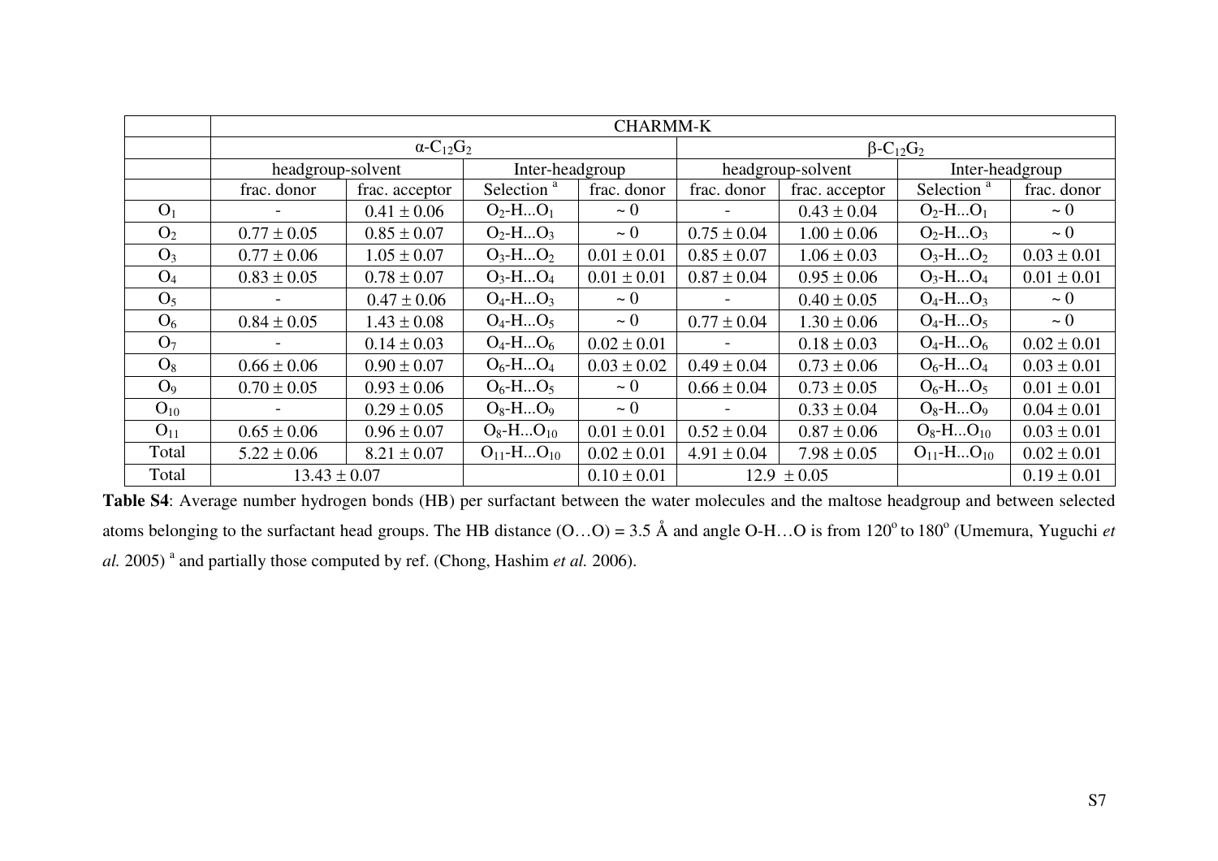| | CHARMM-K | | | | | | | |
|---|---|---|---|---|---|---|---|---|
| | α-$C_{12}G_2$ | | | | β-$C_{12}G_2$ | | | |
| | headgroup-solvent | | Inter-headgroup | | headgroup-solvent | | Inter-headgroup | |
| | frac. donor | frac. acceptor | Selection [a] | frac. donor | frac. donor | frac. acceptor | Selection [a] | frac. donor |
| $O_1$ | - | 0.41 ± 0.06 | $O_2$-H...$O_1$ | ~ 0 | - | 0.43 ± 0.04 | $O_2$-H...$O_1$ | ~ 0 |
| $O_2$ | 0.77 ± 0.05 | 0.85 ± 0.07 | $O_2$-H...$O_3$ | ~ 0 | 0.75 ± 0.04 | 1.00 ± 0.06 | $O_2$-H...$O_3$ | ~ 0 |
| $O_3$ | 0.77 ± 0.06 | 1.05 ± 0.07 | $O_3$-H...$O_2$ | 0.01 ± 0.01 | 0.85 ± 0.07 | 1.06 ± 0.03 | $O_3$-H...$O_2$ | 0.03 ± 0.01 |
| $O_4$ | 0.83 ± 0.05 | 0.78 ± 0.07 | $O_3$-H...$O_4$ | 0.01 ± 0.01 | 0.87 ± 0.04 | 0.95 ± 0.06 | $O_3$-H...$O_4$ | 0.01 ± 0.01 |
| $O_5$ | - | 0.47 ± 0.06 | $O_4$-H...$O_3$ | ~ 0 | - | 0.40 ± 0.05 | $O_4$-H...$O_3$ | ~ 0 |
| $O_6$ | 0.84 ± 0.05 | 1.43 ± 0.08 | $O_4$-H...$O_5$ | ~ 0 | 0.77 ± 0.04 | 1.30 ± 0.06 | $O_4$-H...$O_5$ | ~ 0 |
| $O_7$ | - | 0.14 ± 0.03 | $O_4$-H...$O_6$ | 0.02 ± 0.01 | - | 0.18 ± 0.03 | $O_4$-H...$O_6$ | 0.02 ± 0.01 |
| $O_8$ | 0.66 ± 0.06 | 0.90 ± 0.07 | $O_6$-H...$O_4$ | 0.03 ± 0.02 | 0.49 ± 0.04 | 0.73 ± 0.06 | $O_6$-H...$O_4$ | 0.03 ± 0.01 |
| $O_9$ | 0.70 ± 0.05 | 0.93 ± 0.06 | $O_6$-H...$O_5$ | ~ 0 | 0.66 ± 0.04 | 0.73 ± 0.05 | $O_6$-H...$O_5$ | 0.01 ± 0.01 |
| $O_{10}$ | - | 0.29 ± 0.05 | $O_8$-H...$O_9$ | ~ 0 | - | 0.33 ± 0.04 | $O_8$-H...$O_9$ | 0.04 ± 0.01 |
| $O_{11}$ | 0.65 ± 0.06 | 0.96 ± 0.07 | $O_8$-H...$O_{10}$ | 0.01 ± 0.01 | 0.52 ± 0.04 | 0.87 ± 0.06 | $O_8$-H...$O_{10}$ | 0.03 ± 0.01 |
| Total | 5.22 ± 0.06 | 8.21 ± 0.07 | $O_{11}$-H...$O_{10}$ | 0.02 ± 0.01 | 4.91 ± 0.04 | 7.98 ± 0.05 | $O_{11}$-H...$O_{10}$ | 0.02 ± 0.01 |
| Total | 13.43 ± 0.07 | | | 0.10 ± 0.01 | 12.9 ± 0.05 | | | 0.19 ± 0.01 |

**Table S4**: Average number hydrogen bonds (HB) per surfactant between the water molecules and the maltose headgroup and between selected atoms belonging to the surfactant head groups. The HB distance (O…O) = 3.5 Å and angle O-H…O is from 120° to 180° (Umemura, Yuguchi *et al.* 2005) [a] and partially those computed by ref. (Chong, Hashim *et al.* 2006).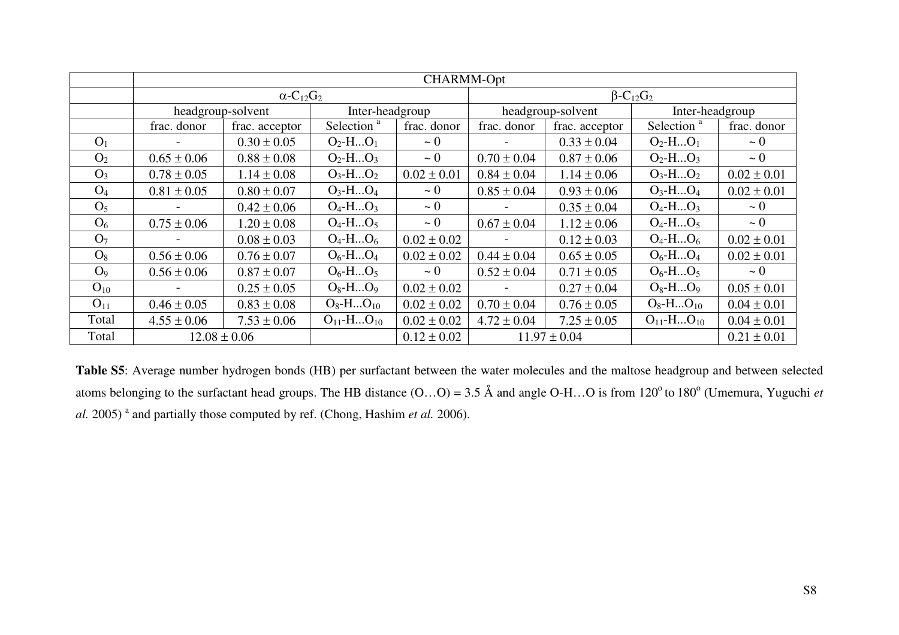| | CHARMM-Opt | | | | | | | |
|---|---|---|---|---|---|---|---|---|
| | α-$C_{12}G_2$ | | | | β-$C_{12}G_2$ | | | |
| | headgroup-solvent | | Inter-headgroup | | headgroup-solvent | | Inter-headgroup | |
| | frac. donor | frac. acceptor | Selection [a] | frac. donor | frac. donor | frac. acceptor | Selection [a] | frac. donor |
| $O_1$ | - | 0.30 ± 0.05 | $O_2$-H...$O_1$ | ~ 0 | - | 0.33 ± 0.04 | $O_2$-H...$O_1$ | ~ 0 |
| $O_2$ | 0.65 ± 0.06 | 0.88 ± 0.08 | $O_2$-H...$O_3$ | ~ 0 | 0.70 ± 0.04 | 0.87 ± 0.06 | $O_2$-H...$O_3$ | ~ 0 |
| $O_3$ | 0.78 ± 0.05 | 1.14 ± 0.08 | $O_3$-H...$O_2$ | 0.02 ± 0.01 | 0.84 ± 0.04 | 1.14 ± 0.06 | $O_3$-H...$O_2$ | 0.02 ± 0.01 |
| $O_4$ | 0.81 ± 0.05 | 0.80 ± 0.07 | $O_3$-H...$O_4$ | ~ 0 | 0.85 ± 0.04 | 0.93 ± 0.06 | $O_3$-H...$O_4$ | 0.02 ± 0.01 |
| $O_5$ | - | 0.42 ± 0.06 | $O_4$-H...$O_3$ | ~ 0 | - | 0.35 ± 0.04 | $O_4$-H...$O_3$ | ~ 0 |
| $O_6$ | 0.75 ± 0.06 | 1.20 ± 0.08 | $O_4$-H...$O_5$ | ~ 0 | 0.67 ± 0.04 | 1.12 ± 0.06 | $O_4$-H...$O_5$ | ~ 0 |
| $O_7$ | - | 0.08 ± 0.03 | $O_4$-H...$O_6$ | 0.02 ± 0.02 | - | 0.12 ± 0.03 | $O_4$-H...$O_6$ | 0.02 ± 0.01 |
| $O_8$ | 0.56 ± 0.06 | 0.76 ± 0.07 | $O_6$-H...$O_4$ | 0.02 ± 0.02 | 0.44 ± 0.04 | 0.65 ± 0.05 | $O_6$-H...$O_4$ | 0.02 ± 0.01 |
| $O_9$ | 0.56 ± 0.06 | 0.87 ± 0.07 | $O_6$-H...$O_5$ | ~ 0 | 0.52 ± 0.04 | 0.71 ± 0.05 | $O_6$-H...$O_5$ | ~ 0 |
| $O_{10}$ | - | 0.25 ± 0.05 | $O_8$-H...$O_9$ | 0.02 ± 0.02 | - | 0.27 ± 0.04 | $O_8$-H...$O_9$ | 0.05 ± 0.01 |
| $O_{11}$ | 0.46 ± 0.05 | 0.83 ± 0.08 | $O_8$-H...$O_{10}$ | 0.02 ± 0.02 | 0.70 ± 0.04 | 0.76 ± 0.05 | $O_8$-H...$O_{10}$ | 0.04 ± 0.01 |
| Total | 4.55 ± 0.06 | 7.53 ± 0.06 | $O_{11}$-H...$O_{10}$ | 0.02 ± 0.02 | 4.72 ± 0.04 | 7.25 ± 0.05 | $O_{11}$-H...$O_{10}$ | 0.04 ± 0.01 |
| Total | 12.08 ± 0.06 | | | 0.12 ± 0.02 | 11.97 ± 0.04 | | | 0.21 ± 0.01 |

**Table S5**: Average number hydrogen bonds (HB) per surfactant between the water molecules and the maltose headgroup and between selected atoms belonging to the surfactant head groups. The HB distance (O…O) = 3.5 Å and angle O-H…O is from 120° to 180° (Umemura, Yuguchi *et al.* 2005) [a] and partially those computed by ref. (Chong, Hashim *et al.* 2006).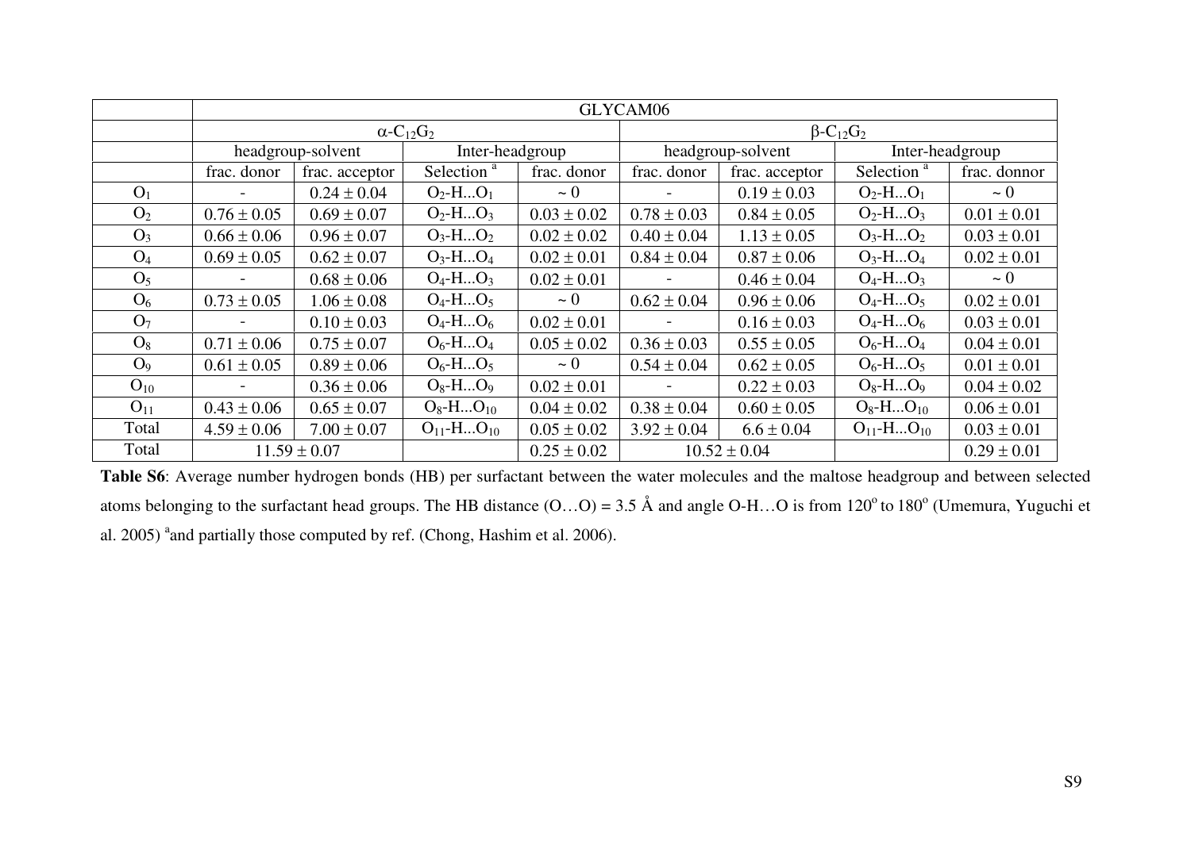| | GLYCAM06 | | | | | | | |
|---|---|---|---|---|---|---|---|---|
| | $\alpha$-$C_{12}G_2$ | | | | $\beta$-$C_{12}G_2$ | | | |
| | headgroup-solvent | | Inter-headgroup | | headgroup-solvent | | Inter-headgroup | |
| | frac. donor | frac. acceptor | Selection [a] | frac. donor | frac. donor | frac. acceptor | Selection [a] | frac. donnor |
| $O_1$ | - | $0.24 \pm 0.04$ | $O_2$-H...$O_1$ | ~ 0 | - | $0.19 \pm 0.03$ | $O_2$-H...$O_1$ | ~ 0 |
| $O_2$ | $0.76 \pm 0.05$ | $0.69 \pm 0.07$ | $O_2$-H...$O_3$ | $0.03 \pm 0.02$ | $0.78 \pm 0.03$ | $0.84 \pm 0.05$ | $O_2$-H...$O_3$ | $0.01 \pm 0.01$ |
| $O_3$ | $0.66 \pm 0.06$ | $0.96 \pm 0.07$ | $O_3$-H...$O_2$ | $0.02 \pm 0.02$ | $0.40 \pm 0.04$ | $1.13 \pm 0.05$ | $O_3$-H...$O_2$ | $0.03 \pm 0.01$ |
| $O_4$ | $0.69 \pm 0.05$ | $0.62 \pm 0.07$ | $O_3$-H...$O_4$ | $0.02 \pm 0.01$ | $0.84 \pm 0.04$ | $0.87 \pm 0.06$ | $O_3$-H...$O_4$ | $0.02 \pm 0.01$ |
| $O_5$ | - | $0.68 \pm 0.06$ | $O_4$-H...$O_3$ | $0.02 \pm 0.01$ | - | $0.46 \pm 0.04$ | $O_4$-H...$O_3$ | ~ 0 |
| $O_6$ | $0.73 \pm 0.05$ | $1.06 \pm 0.08$ | $O_4$-H...$O_5$ | ~ 0 | $0.62 \pm 0.04$ | $0.96 \pm 0.06$ | $O_4$-H...$O_5$ | $0.02 \pm 0.01$ |
| $O_7$ | - | $0.10 \pm 0.03$ | $O_4$-H...$O_6$ | $0.02 \pm 0.01$ | - | $0.16 \pm 0.03$ | $O_4$-H...$O_6$ | $0.03 \pm 0.01$ |
| $O_8$ | $0.71 \pm 0.06$ | $0.75 \pm 0.07$ | $O_6$-H...$O_4$ | $0.05 \pm 0.02$ | $0.36 \pm 0.03$ | $0.55 \pm 0.05$ | $O_6$-H...$O_4$ | $0.04 \pm 0.01$ |
| $O_9$ | $0.61 \pm 0.05$ | $0.89 \pm 0.06$ | $O_6$-H...$O_5$ | ~ 0 | $0.54 \pm 0.04$ | $0.62 \pm 0.05$ | $O_6$-H...$O_5$ | $0.01 \pm 0.01$ |
| $O_{10}$ | - | $0.36 \pm 0.06$ | $O_8$-H...$O_9$ | $0.02 \pm 0.01$ | - | $0.22 \pm 0.03$ | $O_8$-H...$O_9$ | $0.04 \pm 0.02$ |
| $O_{11}$ | $0.43 \pm 0.06$ | $0.65 \pm 0.07$ | $O_8$-H...$O_{10}$ | $0.04 \pm 0.02$ | $0.38 \pm 0.04$ | $0.60 \pm 0.05$ | $O_8$-H...$O_{10}$ | $0.06 \pm 0.01$ |
| Total | $4.59 \pm 0.06$ | $7.00 \pm 0.07$ | $O_{11}$-H...$O_{10}$ | $0.05 \pm 0.02$ | $3.92 \pm 0.04$ | $6.6 \pm 0.04$ | $O_{11}$-H...$O_{10}$ | $0.03 \pm 0.01$ |
| Total | $11.59 \pm 0.07$ | | | $0.25 \pm 0.02$ | $10.52 \pm 0.04$ | | | $0.29 \pm 0.01$ |

**Table S6**: Average number hydrogen bonds (HB) per surfactant between the water molecules and the maltose headgroup and between selected atoms belonging to the surfactant head groups. The HB distance (O…O) = 3.5 Å and angle O-H…O is from 120$^{o}$ to 180$^{o}$ (Umemura, Yuguchi et al. 2005) [a]and partially those computed by ref. (Chong, Hashim et al. 2006).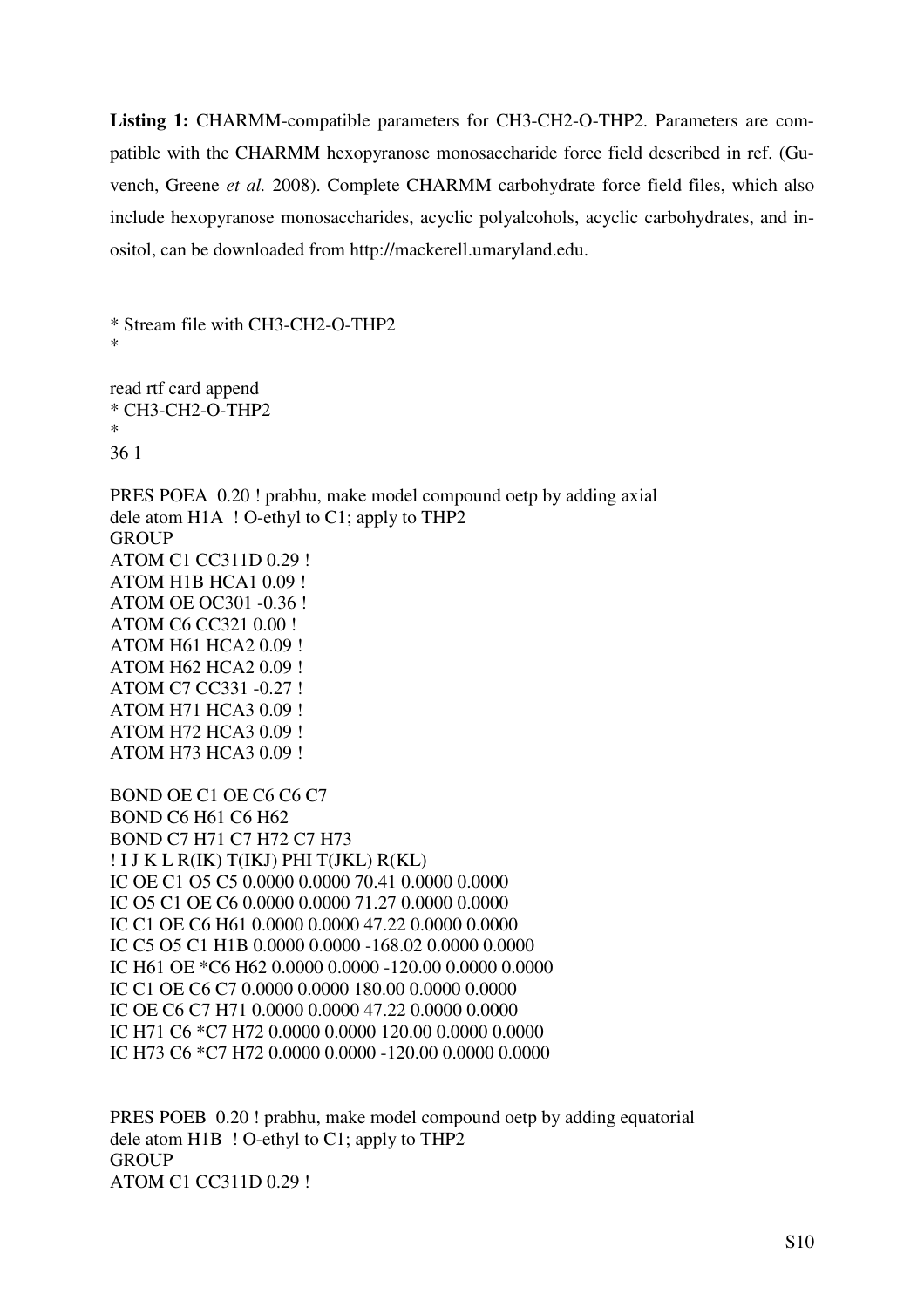**Listing 1:** CHARMM-compatible parameters for CH3-CH2-O-THP2. Parameters are compatible with the CHARMM hexopyranose monosaccharide force field described in ref. (Guvench, Greene *et al.* 2008). Complete CHARMM carbohydrate force field files, which also include hexopyranose monosaccharides, acyclic polyalcohols, acyclic carbohydrates, and inositol, can be downloaded from http://mackerell.umaryland.edu.

```
* Stream file with CH3-CH2-O-THP2
*

read rtf card append
* CH3-CH2-O-THP2
*
36 1

PRES POEA  0.20 ! prabhu, make model compound oetp by adding axial
dele atom H1A  ! O-ethyl to C1; apply to THP2
GROUP
ATOM C1 CC311D 0.29 !
ATOM H1B HCA1 0.09 !
ATOM OE OC301 -0.36 !
ATOM C6 CC321 0.00 !
ATOM H61 HCA2 0.09 !
ATOM H62 HCA2 0.09 !
ATOM C7 CC331 -0.27 !
ATOM H71 HCA3 0.09 !
ATOM H72 HCA3 0.09 !
ATOM H73 HCA3 0.09 !

BOND OE C1 OE C6 C6 C7
BOND C6 H61 C6 H62
BOND C7 H71 C7 H72 C7 H73
! I J K L R(IK) T(IKJ) PHI T(JKL) R(KL)
IC OE C1 O5 C5 0.0000 0.0000 70.41 0.0000 0.0000
IC O5 C1 OE C6 0.0000 0.0000 71.27 0.0000 0.0000
IC C1 OE C6 H61 0.0000 0.0000 47.22 0.0000 0.0000
IC C5 O5 C1 H1B 0.0000 0.0000 -168.02 0.0000 0.0000
IC H61 OE *C6 H62 0.0000 0.0000 -120.00 0.0000 0.0000
IC C1 OE C6 C7 0.0000 0.0000 180.00 0.0000 0.0000
IC OE C6 C7 H71 0.0000 0.0000 47.22 0.0000 0.0000
IC H71 C6 *C7 H72 0.0000 0.0000 120.00 0.0000 0.0000
IC H73 C6 *C7 H72 0.0000 0.0000 -120.00 0.0000 0.0000


PRES POEB  0.20 ! prabhu, make model compound oetp by adding equatorial
dele atom H1B  ! O-ethyl to C1; apply to THP2
GROUP
ATOM C1 CC311D 0.29 !
```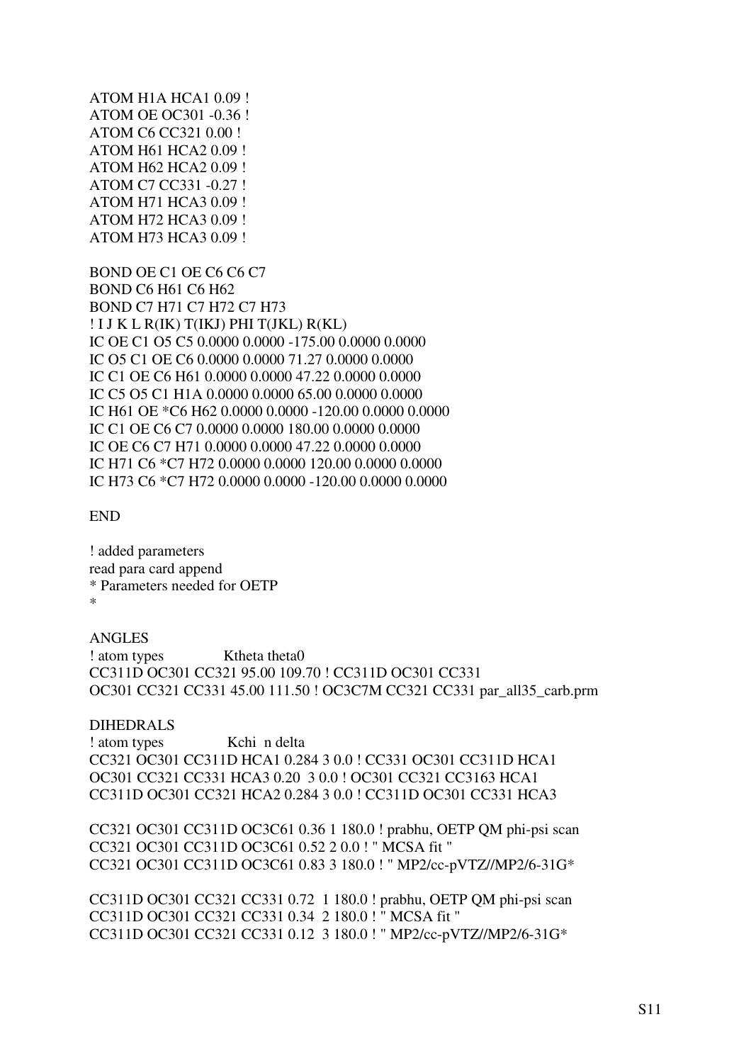```
ATOM H1A HCA1 0.09 !
ATOM OE OC301 -0.36 !
ATOM C6 CC321 0.00 !
ATOM H61 HCA2 0.09 !
ATOM H62 HCA2 0.09 !
ATOM C7 CC331 -0.27 !
ATOM H71 HCA3 0.09 !
ATOM H72 HCA3 0.09 !
ATOM H73 HCA3 0.09 !

BOND OE C1 OE C6 C6 C7
BOND C6 H61 C6 H62
BOND C7 H71 C7 H72 C7 H73
! I J K L R(IK) T(IKJ) PHI T(JKL) R(KL)
IC OE C1 O5 C5 0.0000 0.0000 -175.00 0.0000 0.0000
IC O5 C1 OE C6 0.0000 0.0000 71.27 0.0000 0.0000
IC C1 OE C6 H61 0.0000 0.0000 47.22 0.0000 0.0000
IC C5 O5 C1 H1A 0.0000 0.0000 65.00 0.0000 0.0000
IC H61 OE *C6 H62 0.0000 0.0000 -120.00 0.0000 0.0000
IC C1 OE C6 C7 0.0000 0.0000 180.00 0.0000 0.0000
IC OE C6 C7 H71 0.0000 0.0000 47.22 0.0000 0.0000
IC H71 C6 *C7 H72 0.0000 0.0000 120.00 0.0000 0.0000
IC H73 C6 *C7 H72 0.0000 0.0000 -120.00 0.0000 0.0000

END

! added parameters
read para card append
* Parameters needed for OETP
*

ANGLES
! atom types              Ktheta theta0
CC311D OC301 CC321 95.00 109.70 ! CC311D OC301 CC331
OC301 CC321 CC331 45.00 111.50 ! OC3C7M CC321 CC331 par_all35_carb.prm

DIHEDRALS
! atom types              Kchi  n delta
CC321 OC301 CC311D HCA1 0.284 3 0.0 ! CC331 OC301 CC311D HCA1
OC301 CC321 CC331 HCA3 0.20  3 0.0 ! OC301 CC321 CC3163 HCA1
CC311D OC301 CC321 HCA2 0.284 3 0.0 ! CC311D OC301 CC331 HCA3

CC321 OC301 CC311D OC3C61 0.36 1 180.0 ! prabhu, OETP QM phi-psi scan
CC321 OC301 CC311D OC3C61 0.52 2 0.0 ! " MCSA fit "
CC321 OC301 CC311D OC3C61 0.83 3 180.0 ! " MP2/cc-pVTZ//MP2/6-31G*

CC311D OC301 CC321 CC331 0.72  1 180.0 ! prabhu, OETP QM phi-psi scan
CC311D OC301 CC321 CC331 0.34  2 180.0 ! " MCSA fit "
CC311D OC301 CC321 CC331 0.12  3 180.0 ! " MP2/cc-pVTZ//MP2/6-31G*
```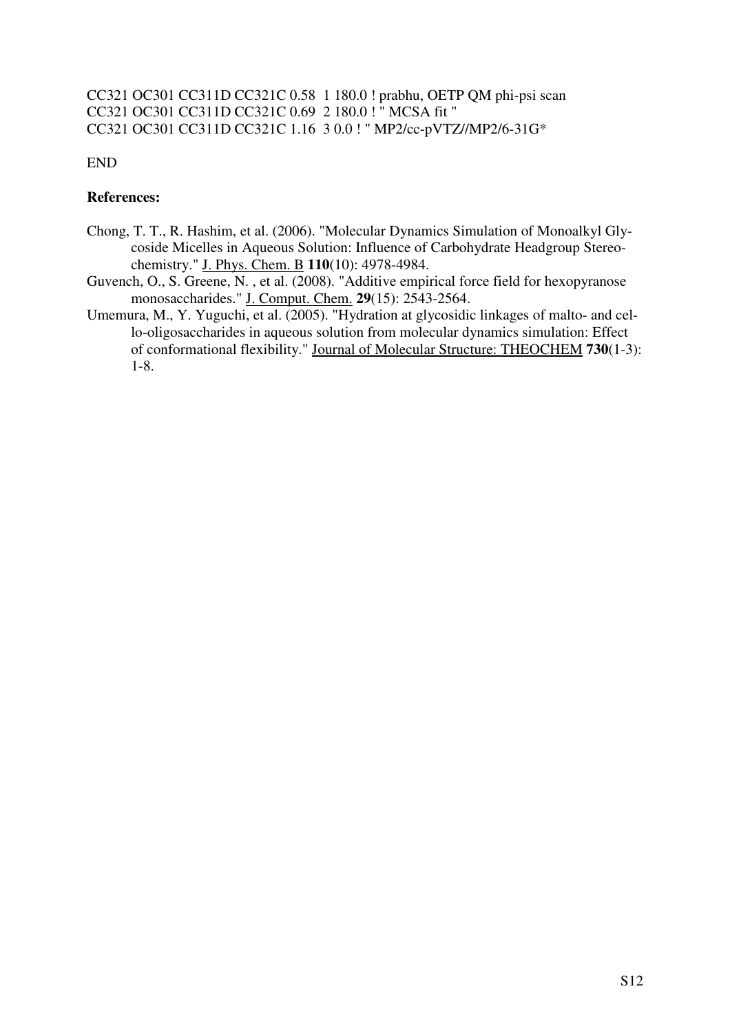```
CC321 OC301 CC311D CC321C 0.58  1 180.0 ! prabhu, OETP QM phi-psi scan
CC321 OC301 CC311D CC321C 0.69  2 180.0 ! " MCSA fit "
CC321 OC301 CC311D CC321C 1.16  3 0.0 ! " MP2/cc-pVTZ//MP2/6-31G*
```

END

**References:**

Chong, T. T., R. Hashim, et al. (2006). "Molecular Dynamics Simulation of Monoalkyl Glycoside Micelles in Aqueous Solution: Influence of Carbohydrate Headgroup Stereochemistry." J. Phys. Chem. B **110**(10): 4978-4984.

Guvench, O., S. Greene, N. , et al. (2008). "Additive empirical force field for hexopyranose monosaccharides." J. Comput. Chem. **29**(15): 2543-2564.

Umemura, M., Y. Yuguchi, et al. (2005). "Hydration at glycosidic linkages of malto- and cello-oligosaccharides in aqueous solution from molecular dynamics simulation: Effect of conformational flexibility." Journal of Molecular Structure: THEOCHEM **730**(1-3): 1-8.